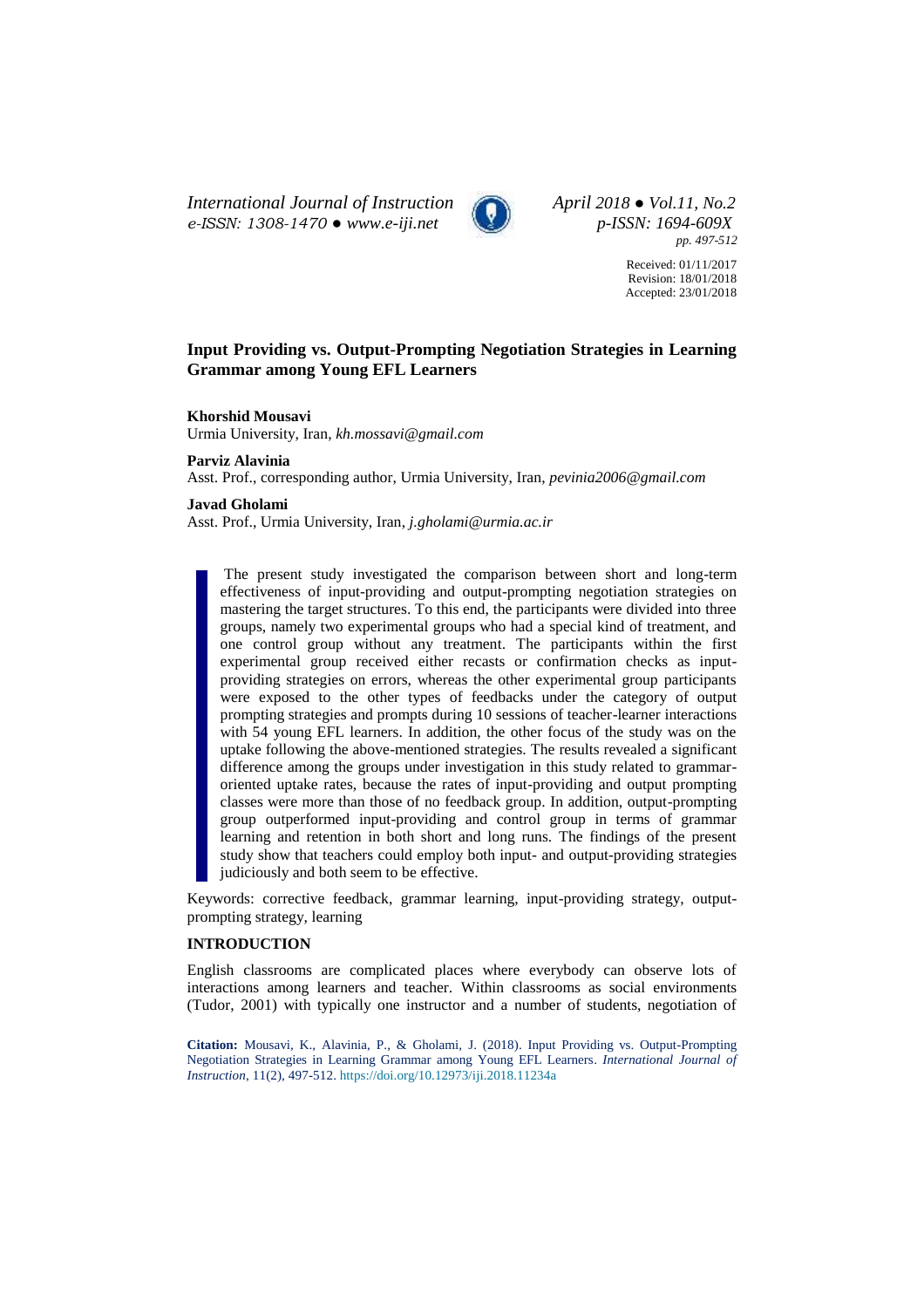# Input Providing vs. Output-Prompting Negotiation Strategies in Learning Grammar among Young EFL Learners

**Khorshid Mousavi**
Urmia University, Iran, *kh.mossavi@gmail.com*

**Parviz Alavinia**
Asst. Prof., corresponding author, Urmia University, Iran, *pevinia2006@gmail.com*

**Javad Gholami**
Asst. Prof., Urmia University, Iran, *j.gholami@urmia.ac.ir*

Received: 01/11/2017
Revision: 18/01/2018
Accepted: 23/01/2018

The present study investigated the comparison between short and long-term effectiveness of input-providing and output-prompting negotiation strategies on mastering the target structures. To this end, the participants were divided into three groups, namely two experimental groups who had a special kind of treatment, and one control group without any treatment. The participants within the first experimental group received either recasts or confirmation checks as input-providing strategies on errors, whereas the other experimental group participants were exposed to the other types of feedbacks under the category of output prompting strategies and prompts during 10 sessions of teacher-learner interactions with 54 young EFL learners. In addition, the other focus of the study was on the uptake following the above-mentioned strategies. The results revealed a significant difference among the groups under investigation in this study related to grammar-oriented uptake rates, because the rates of input-providing and output prompting classes were more than those of no feedback group. In addition, output-prompting group outperformed input-providing and control group in terms of grammar learning and retention in both short and long runs. The findings of the present study show that teachers could employ both input- and output-providing strategies judiciously and both seem to be effective.

Keywords: corrective feedback, grammar learning, input-providing strategy, output-prompting strategy, learning

## INTRODUCTION

English classrooms are complicated places where everybody can observe lots of interactions among learners and teacher. Within classrooms as social environments (Tudor, 2001) with typically one instructor and a number of students, negotiation of

**Citation:** Mousavi, K., Alavinia, P., & Gholami, J. (2018). Input Providing vs. Output-Prompting Negotiation Strategies in Learning Grammar among Young EFL Learners. *International Journal of Instruction*, 11(2), 497-512. https://doi.org/10.12973/iji.2018.11234a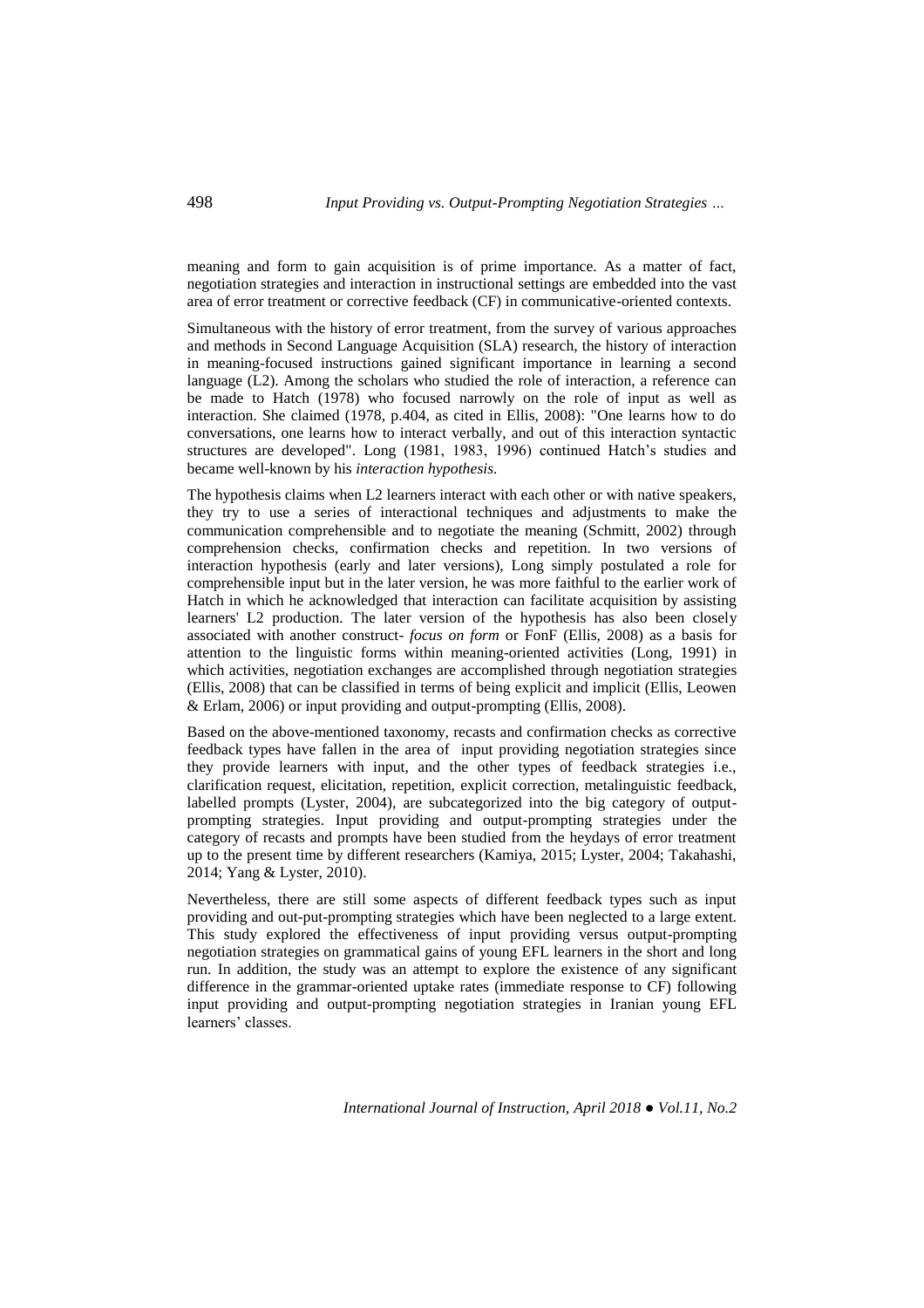meaning and form to gain acquisition is of prime importance. As a matter of fact, negotiation strategies and interaction in instructional settings are embedded into the vast area of error treatment or corrective feedback (CF) in communicative-oriented contexts.

Simultaneous with the history of error treatment, from the survey of various approaches and methods in Second Language Acquisition (SLA) research, the history of interaction in meaning-focused instructions gained significant importance in learning a second language (L2). Among the scholars who studied the role of interaction, a reference can be made to Hatch (1978) who focused narrowly on the role of input as well as interaction. She claimed (1978, p.404, as cited in Ellis, 2008): "One learns how to do conversations, one learns how to interact verbally, and out of this interaction syntactic structures are developed". Long (1981, 1983, 1996) continued Hatch's studies and became well-known by his *interaction hypothesis.*

The hypothesis claims when L2 learners interact with each other or with native speakers, they try to use a series of interactional techniques and adjustments to make the communication comprehensible and to negotiate the meaning (Schmitt, 2002) through comprehension checks, confirmation checks and repetition. In two versions of interaction hypothesis (early and later versions), Long simply postulated a role for comprehensible input but in the later version, he was more faithful to the earlier work of Hatch in which he acknowledged that interaction can facilitate acquisition by assisting learners' L2 production. The later version of the hypothesis has also been closely associated with another construct- *focus on form* or FonF (Ellis, 2008) as a basis for attention to the linguistic forms within meaning-oriented activities (Long, 1991) in which activities, negotiation exchanges are accomplished through negotiation strategies (Ellis, 2008) that can be classified in terms of being explicit and implicit (Ellis, Leowen & Erlam, 2006) or input providing and output-prompting (Ellis, 2008).

Based on the above-mentioned taxonomy, recasts and confirmation checks as corrective feedback types have fallen in the area of input providing negotiation strategies since they provide learners with input, and the other types of feedback strategies i.e., clarification request, elicitation, repetition, explicit correction, metalinguistic feedback, labelled prompts (Lyster, 2004), are subcategorized into the big category of output-prompting strategies. Input providing and output-prompting strategies under the category of recasts and prompts have been studied from the heydays of error treatment up to the present time by different researchers (Kamiya, 2015; Lyster, 2004; Takahashi, 2014; Yang & Lyster, 2010).

Nevertheless, there are still some aspects of different feedback types such as input providing and out-put-prompting strategies which have been neglected to a large extent. This study explored the effectiveness of input providing versus output-prompting negotiation strategies on grammatical gains of young EFL learners in the short and long run. In addition, the study was an attempt to explore the existence of any significant difference in the grammar-oriented uptake rates (immediate response to CF) following input providing and output-prompting negotiation strategies in Iranian young EFL learners' classes.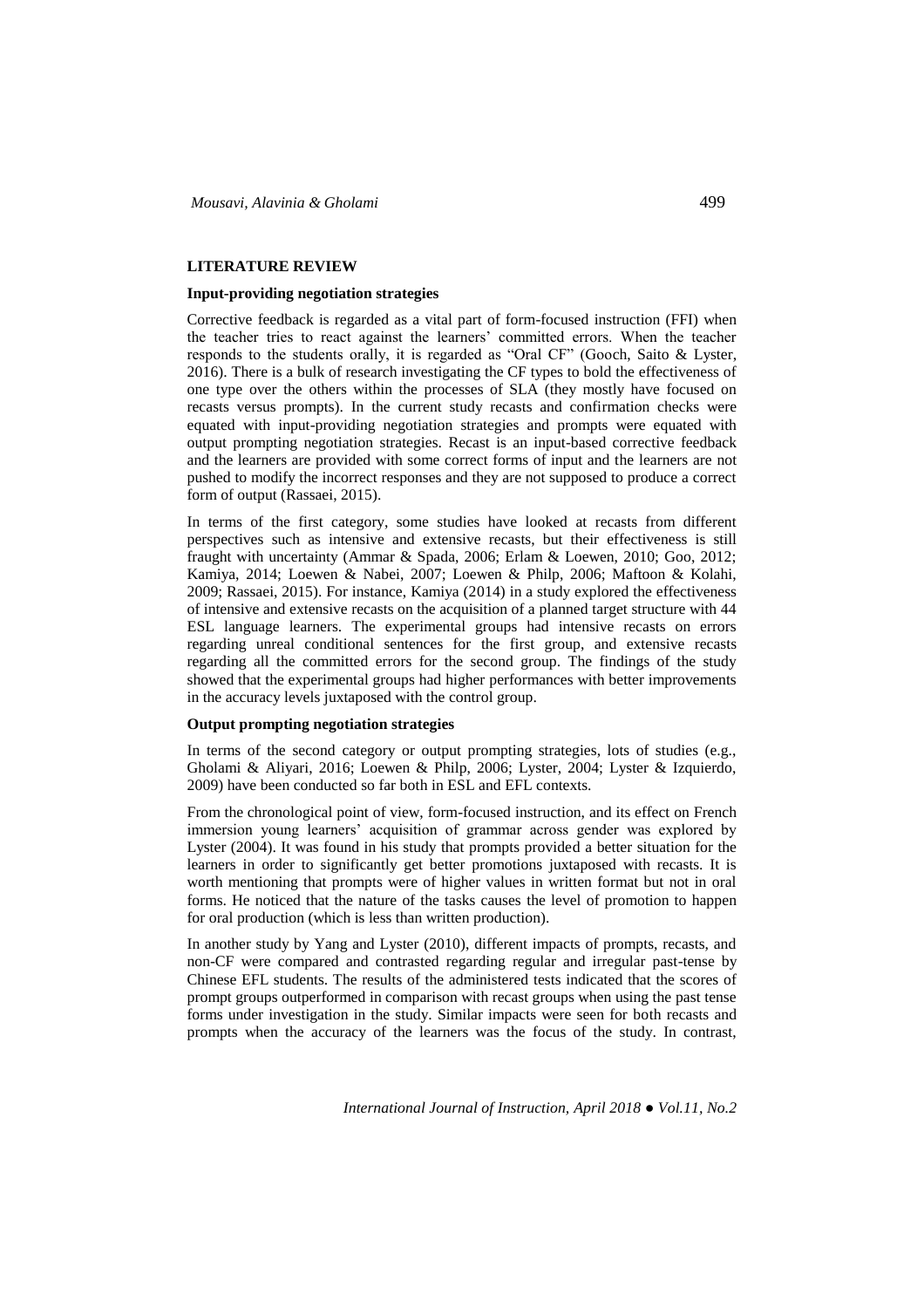## LITERATURE REVIEW

### Input-providing negotiation strategies

Corrective feedback is regarded as a vital part of form-focused instruction (FFI) when the teacher tries to react against the learners' committed errors. When the teacher responds to the students orally, it is regarded as "Oral CF" (Gooch, Saito & Lyster, 2016). There is a bulk of research investigating the CF types to bold the effectiveness of one type over the others within the processes of SLA (they mostly have focused on recasts versus prompts). In the current study recasts and confirmation checks were equated with input-providing negotiation strategies and prompts were equated with output prompting negotiation strategies. Recast is an input-based corrective feedback and the learners are provided with some correct forms of input and the learners are not pushed to modify the incorrect responses and they are not supposed to produce a correct form of output (Rassaei, 2015).

In terms of the first category, some studies have looked at recasts from different perspectives such as intensive and extensive recasts, but their effectiveness is still fraught with uncertainty (Ammar & Spada, 2006; Erlam & Loewen, 2010; Goo, 2012; Kamiya, 2014; Loewen & Nabei, 2007; Loewen & Philp, 2006; Maftoon & Kolahi, 2009; Rassaei, 2015). For instance, Kamiya (2014) in a study explored the effectiveness of intensive and extensive recasts on the acquisition of a planned target structure with 44 ESL language learners. The experimental groups had intensive recasts on errors regarding unreal conditional sentences for the first group, and extensive recasts regarding all the committed errors for the second group. The findings of the study showed that the experimental groups had higher performances with better improvements in the accuracy levels juxtaposed with the control group.

### Output prompting negotiation strategies

In terms of the second category or output prompting strategies, lots of studies (e.g., Gholami & Aliyari, 2016; Loewen & Philp, 2006; Lyster, 2004; Lyster & Izquierdo, 2009) have been conducted so far both in ESL and EFL contexts.

From the chronological point of view, form-focused instruction, and its effect on French immersion young learners' acquisition of grammar across gender was explored by Lyster (2004). It was found in his study that prompts provided a better situation for the learners in order to significantly get better promotions juxtaposed with recasts. It is worth mentioning that prompts were of higher values in written format but not in oral forms. He noticed that the nature of the tasks causes the level of promotion to happen for oral production (which is less than written production).

In another study by Yang and Lyster (2010), different impacts of prompts, recasts, and non-CF were compared and contrasted regarding regular and irregular past-tense by Chinese EFL students. The results of the administered tests indicated that the scores of prompt groups outperformed in comparison with recast groups when using the past tense forms under investigation in the study. Similar impacts were seen for both recasts and prompts when the accuracy of the learners was the focus of the study. In contrast,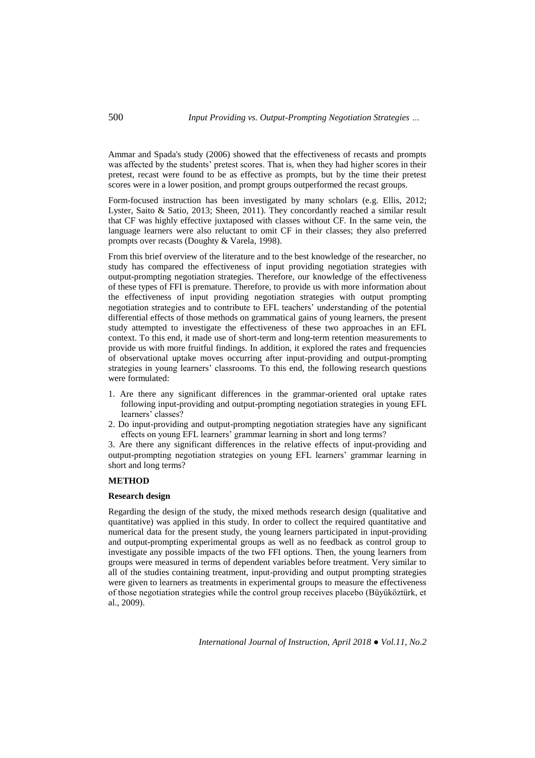Ammar and Spada's study (2006) showed that the effectiveness of recasts and prompts was affected by the students' pretest scores. That is, when they had higher scores in their pretest, recast were found to be as effective as prompts, but by the time their pretest scores were in a lower position, and prompt groups outperformed the recast groups.

Form-focused instruction has been investigated by many scholars (e.g. Ellis, 2012; Lyster, Saito & Satio, 2013; Sheen, 2011). They concordantly reached a similar result that CF was highly effective juxtaposed with classes without CF. In the same vein, the language learners were also reluctant to omit CF in their classes; they also preferred prompts over recasts (Doughty & Varela, 1998).

From this brief overview of the literature and to the best knowledge of the researcher, no study has compared the effectiveness of input providing negotiation strategies with output-prompting negotiation strategies. Therefore, our knowledge of the effectiveness of these types of FFI is premature. Therefore, to provide us with more information about the effectiveness of input providing negotiation strategies with output prompting negotiation strategies and to contribute to EFL teachers' understanding of the potential differential effects of those methods on grammatical gains of young learners, the present study attempted to investigate the effectiveness of these two approaches in an EFL context. To this end, it made use of short-term and long-term retention measurements to provide us with more fruitful findings. In addition, it explored the rates and frequencies of observational uptake moves occurring after input-providing and output-prompting strategies in young learners' classrooms. To this end, the following research questions were formulated:

1. Are there any significant differences in the grammar-oriented oral uptake rates following input-providing and output-prompting negotiation strategies in young EFL learners' classes?
2. Do input-providing and output-prompting negotiation strategies have any significant effects on young EFL learners' grammar learning in short and long terms?
3. Are there any significant differences in the relative effects of input-providing and output-prompting negotiation strategies on young EFL learners' grammar learning in short and long terms?

## METHOD

### Research design

Regarding the design of the study, the mixed methods research design (qualitative and quantitative) was applied in this study. In order to collect the required quantitative and numerical data for the present study, the young learners participated in input-providing and output-prompting experimental groups as well as no feedback as control group to investigate any possible impacts of the two FFI options. Then, the young learners from groups were measured in terms of dependent variables before treatment. Very similar to all of the studies containing treatment, input-providing and output prompting strategies were given to learners as treatments in experimental groups to measure the effectiveness of those negotiation strategies while the control group receives placebo (Büyüköztürk, et al., 2009).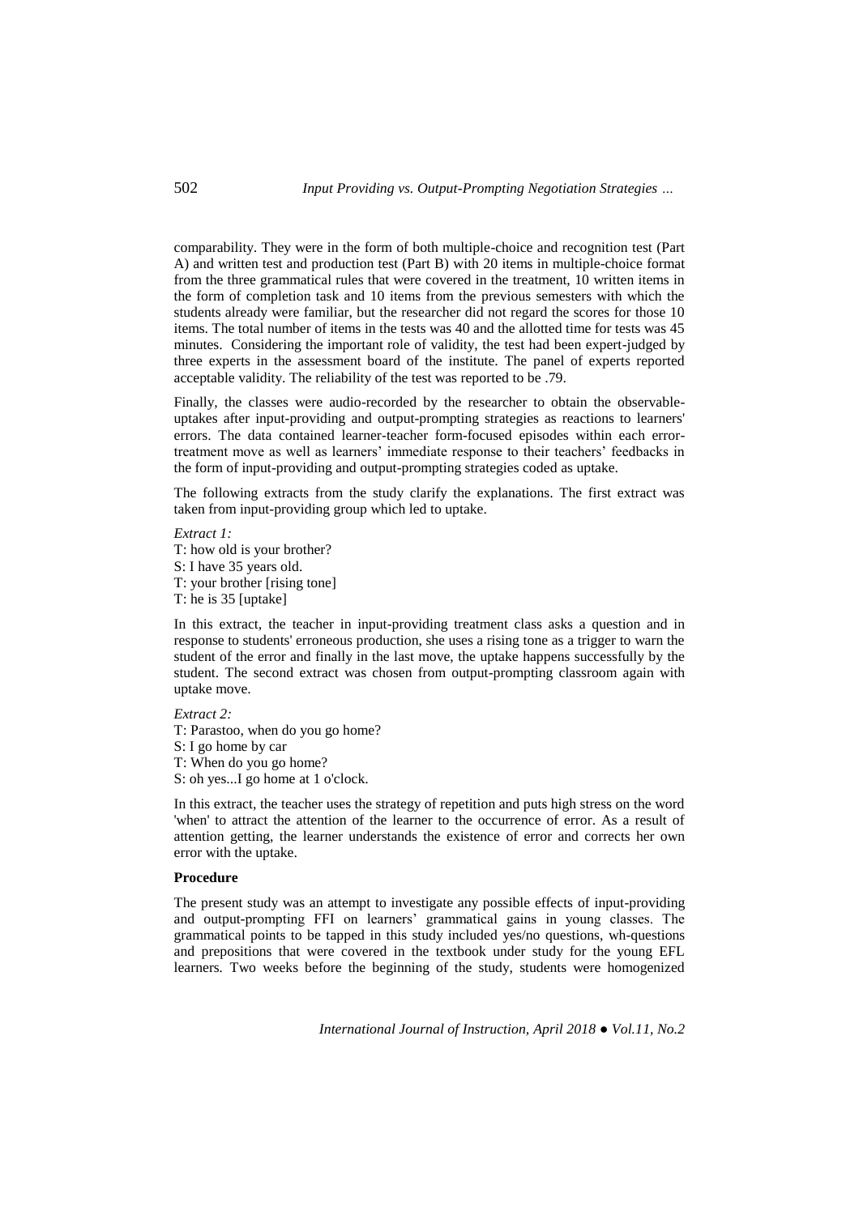comparability. They were in the form of both multiple-choice and recognition test (Part A) and written test and production test (Part B) with 20 items in multiple-choice format from the three grammatical rules that were covered in the treatment, 10 written items in the form of completion task and 10 items from the previous semesters with which the students already were familiar, but the researcher did not regard the scores for those 10 items. The total number of items in the tests was 40 and the allotted time for tests was 45 minutes. Considering the important role of validity, the test had been expert-judged by three experts in the assessment board of the institute. The panel of experts reported acceptable validity. The reliability of the test was reported to be .79.

Finally, the classes were audio-recorded by the researcher to obtain the observable-uptakes after input-providing and output-prompting strategies as reactions to learners' errors. The data contained learner-teacher form-focused episodes within each error-treatment move as well as learners' immediate response to their teachers' feedbacks in the form of input-providing and output-prompting strategies coded as uptake.

The following extracts from the study clarify the explanations. The first extract was taken from input-providing group which led to uptake.

*Extract 1:*
T: how old is your brother?
S: I have 35 years old.
T: your brother [rising tone]
T: he is 35 [uptake]

In this extract, the teacher in input-providing treatment class asks a question and in response to students' erroneous production, she uses a rising tone as a trigger to warn the student of the error and finally in the last move, the uptake happens successfully by the student. The second extract was chosen from output-prompting classroom again with uptake move.

*Extract 2:*
T: Parastoo, when do you go home?
S: I go home by car
T: When do you go home?
S: oh yes...I go home at 1 o'clock.

In this extract, the teacher uses the strategy of repetition and puts high stress on the word 'when' to attract the attention of the learner to the occurrence of error. As a result of attention getting, the learner understands the existence of error and corrects her own error with the uptake.

**Procedure**

The present study was an attempt to investigate any possible effects of input-providing and output-prompting FFI on learners' grammatical gains in young classes. The grammatical points to be tapped in this study included yes/no questions, wh-questions and prepositions that were covered in the textbook under study for the young EFL learners. Two weeks before the beginning of the study, students were homogenized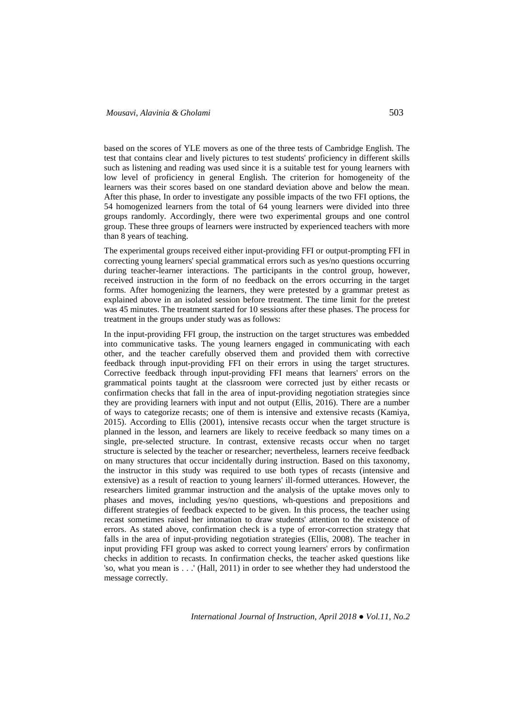based on the scores of YLE movers as one of the three tests of Cambridge English. The test that contains clear and lively pictures to test students' proficiency in different skills such as listening and reading was used since it is a suitable test for young learners with low level of proficiency in general English. The criterion for homogeneity of the learners was their scores based on one standard deviation above and below the mean. After this phase, In order to investigate any possible impacts of the two FFI options, the 54 homogenized learners from the total of 64 young learners were divided into three groups randomly. Accordingly, there were two experimental groups and one control group. These three groups of learners were instructed by experienced teachers with more than 8 years of teaching.

The experimental groups received either input-providing FFI or output-prompting FFI in correcting young learners' special grammatical errors such as yes/no questions occurring during teacher-learner interactions. The participants in the control group, however, received instruction in the form of no feedback on the errors occurring in the target forms. After homogenizing the learners, they were pretested by a grammar pretest as explained above in an isolated session before treatment. The time limit for the pretest was 45 minutes. The treatment started for 10 sessions after these phases. The process for treatment in the groups under study was as follows:

In the input-providing FFI group, the instruction on the target structures was embedded into communicative tasks. The young learners engaged in communicating with each other, and the teacher carefully observed them and provided them with corrective feedback through input-providing FFI on their errors in using the target structures. Corrective feedback through input-providing FFI means that learners' errors on the grammatical points taught at the classroom were corrected just by either recasts or confirmation checks that fall in the area of input-providing negotiation strategies since they are providing learners with input and not output (Ellis, 2016). There are a number of ways to categorize recasts; one of them is intensive and extensive recasts (Kamiya, 2015). According to Ellis (2001), intensive recasts occur when the target structure is planned in the lesson, and learners are likely to receive feedback so many times on a single, pre-selected structure. In contrast, extensive recasts occur when no target structure is selected by the teacher or researcher; nevertheless, learners receive feedback on many structures that occur incidentally during instruction. Based on this taxonomy, the instructor in this study was required to use both types of recasts (intensive and extensive) as a result of reaction to young learners' ill-formed utterances. However, the researchers limited grammar instruction and the analysis of the uptake moves only to phases and moves, including yes/no questions, wh-questions and prepositions and different strategies of feedback expected to be given. In this process, the teacher using recast sometimes raised her intonation to draw students' attention to the existence of errors. As stated above, confirmation check is a type of error-correction strategy that falls in the area of input-providing negotiation strategies (Ellis, 2008). The teacher in input providing FFI group was asked to correct young learners' errors by confirmation checks in addition to recasts. In confirmation checks, the teacher asked questions like 'so, what you mean is . . .' (Hall, 2011) in order to see whether they had understood the message correctly.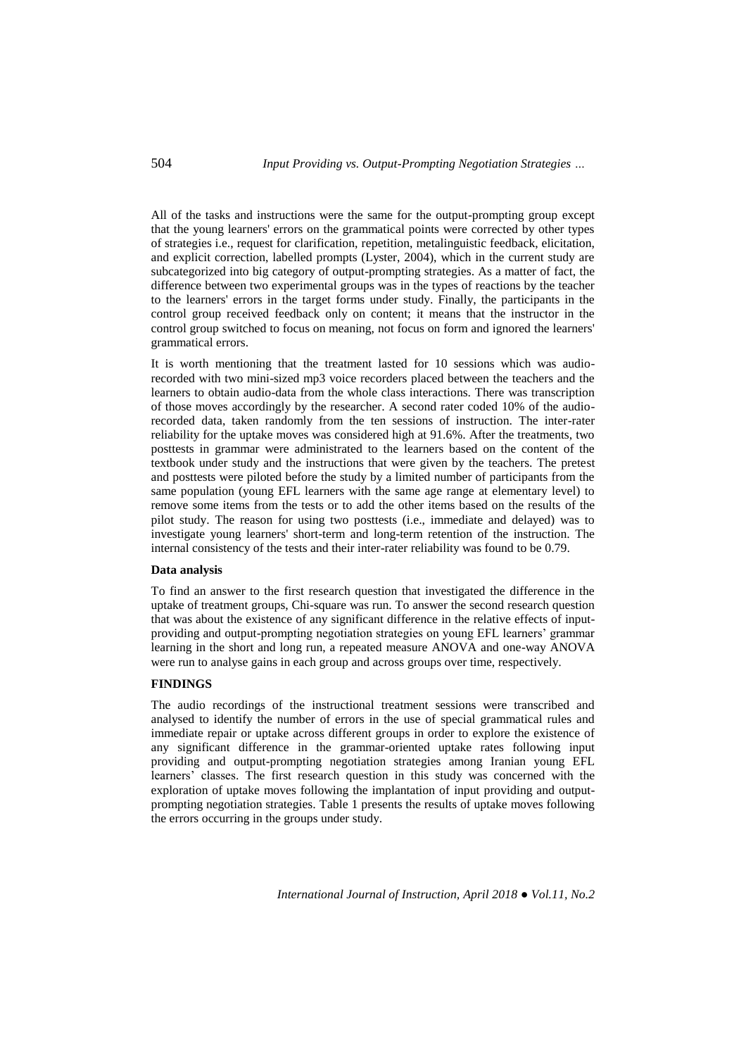All of the tasks and instructions were the same for the output-prompting group except that the young learners' errors on the grammatical points were corrected by other types of strategies i.e., request for clarification, repetition, metalinguistic feedback, elicitation, and explicit correction, labelled prompts (Lyster, 2004), which in the current study are subcategorized into big category of output-prompting strategies. As a matter of fact, the difference between two experimental groups was in the types of reactions by the teacher to the learners' errors in the target forms under study. Finally, the participants in the control group received feedback only on content; it means that the instructor in the control group switched to focus on meaning, not focus on form and ignored the learners' grammatical errors.

It is worth mentioning that the treatment lasted for 10 sessions which was audio-recorded with two mini-sized mp3 voice recorders placed between the teachers and the learners to obtain audio-data from the whole class interactions. There was transcription of those moves accordingly by the researcher. A second rater coded 10% of the audio-recorded data, taken randomly from the ten sessions of instruction. The inter-rater reliability for the uptake moves was considered high at 91.6%. After the treatments, two posttests in grammar were administrated to the learners based on the content of the textbook under study and the instructions that were given by the teachers. The pretest and posttests were piloted before the study by a limited number of participants from the same population (young EFL learners with the same age range at elementary level) to remove some items from the tests or to add the other items based on the results of the pilot study. The reason for using two posttests (i.e., immediate and delayed) was to investigate young learners' short-term and long-term retention of the instruction. The internal consistency of the tests and their inter-rater reliability was found to be 0.79.

**Data analysis**

To find an answer to the first research question that investigated the difference in the uptake of treatment groups, Chi-square was run. To answer the second research question that was about the existence of any significant difference in the relative effects of input-providing and output-prompting negotiation strategies on young EFL learners' grammar learning in the short and long run, a repeated measure ANOVA and one-way ANOVA were run to analyse gains in each group and across groups over time, respectively.

## FINDINGS

The audio recordings of the instructional treatment sessions were transcribed and analysed to identify the number of errors in the use of special grammatical rules and immediate repair or uptake across different groups in order to explore the existence of any significant difference in the grammar-oriented uptake rates following input providing and output-prompting negotiation strategies among Iranian young EFL learners' classes. The first research question in this study was concerned with the exploration of uptake moves following the implantation of input providing and output-prompting negotiation strategies. Table 1 presents the results of uptake moves following the errors occurring in the groups under study.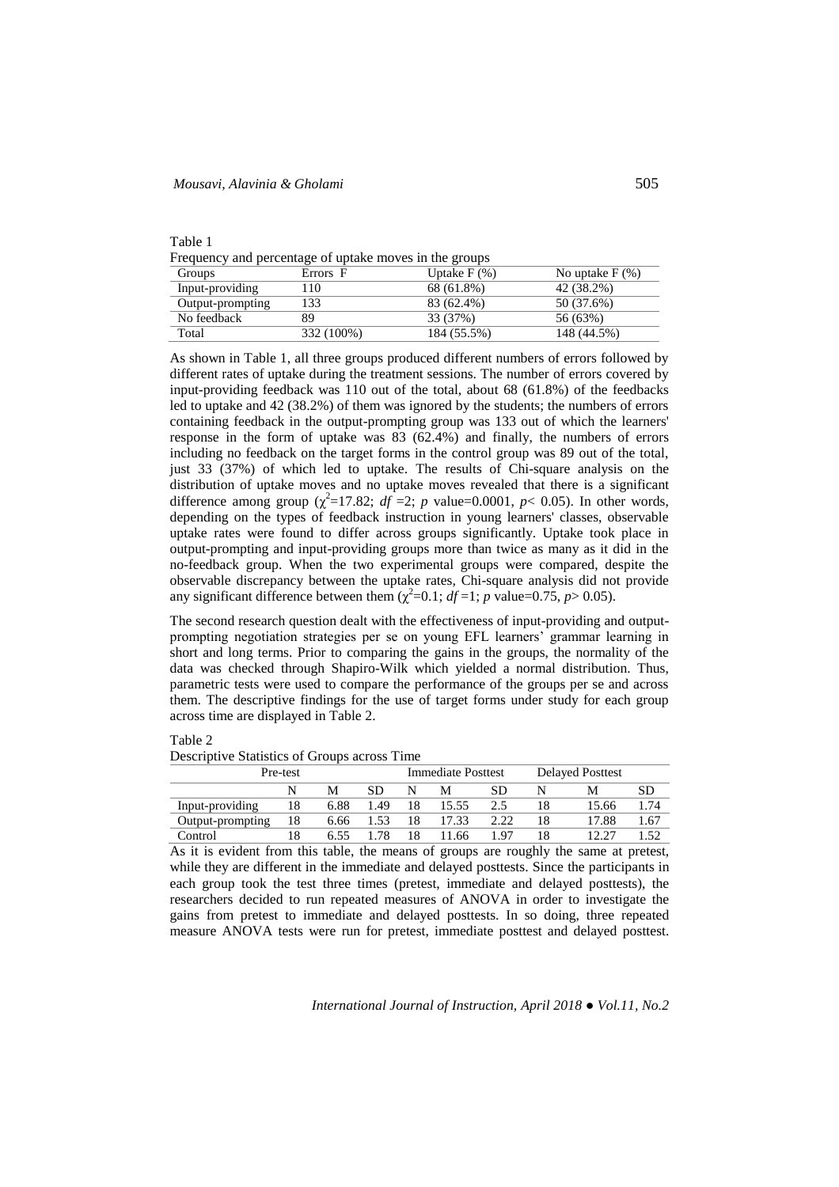Table 1
Frequency and percentage of uptake moves in the groups

| Groups | Errors F | Uptake F (%) | No uptake F (%) |
|---|---|---|---|
| Input-providing | 110 | 68 (61.8%) | 42 (38.2%) |
| Output-prompting | 133 | 83 (62.4%) | 50 (37.6%) |
| No feedback | 89 | 33 (37%) | 56 (63%) |
| Total | 332 (100%) | 184 (55.5%) | 148 (44.5%) |

As shown in Table 1, all three groups produced different numbers of errors followed by different rates of uptake during the treatment sessions. The number of errors covered by input-providing feedback was 110 out of the total, about 68 (61.8%) of the feedbacks led to uptake and 42 (38.2%) of them was ignored by the students; the numbers of errors containing feedback in the output-prompting group was 133 out of which the learners' response in the form of uptake was 83 (62.4%) and finally, the numbers of errors including no feedback on the target forms in the control group was 89 out of the total, just 33 (37%) of which led to uptake. The results of Chi-square analysis on the distribution of uptake moves and no uptake moves revealed that there is a significant difference among group ($\chi^2$=17.82; *df* =2; *p* value=0.0001, $p< 0.05$). In other words, depending on the types of feedback instruction in young learners' classes, observable uptake rates were found to differ across groups significantly. Uptake took place in output-prompting and input-providing groups more than twice as many as it did in the no-feedback group. When the two experimental groups were compared, despite the observable discrepancy between the uptake rates, Chi-square analysis did not provide any significant difference between them ($\chi^2$=0.1; *df* =1; *p* value=0.75, $p> 0.05$).

The second research question dealt with the effectiveness of input-providing and output-prompting negotiation strategies per se on young EFL learners' grammar learning in short and long terms. Prior to comparing the gains in the groups, the normality of the data was checked through Shapiro-Wilk which yielded a normal distribution. Thus, parametric tests were used to compare the performance of the groups per se and across them. The descriptive findings for the use of target forms under study for each group across time are displayed in Table 2.

Table 2
Descriptive Statistics of Groups across Time

| | Pre-test | | | Immediate Posttest | | | Delayed Posttest | | |
|---|---|---|---|---|---|---|---|---|---|
| | N | M | SD | N | M | SD | N | M | SD |
| Input-providing | 18 | 6.88 | 1.49 | 18 | 15.55 | 2.5 | 18 | 15.66 | 1.74 |
| Output-prompting | 18 | 6.66 | 1.53 | 18 | 17.33 | 2.22 | 18 | 17.88 | 1.67 |
| Control | 18 | 6.55 | 1.78 | 18 | 11.66 | 1.97 | 18 | 12.27 | 1.52 |

As it is evident from this table, the means of groups are roughly the same at pretest, while they are different in the immediate and delayed posttests. Since the participants in each group took the test three times (pretest, immediate and delayed posttests), the researchers decided to run repeated measures of ANOVA in order to investigate the gains from pretest to immediate and delayed posttests. In so doing, three repeated measure ANOVA tests were run for pretest, immediate posttest and delayed posttest.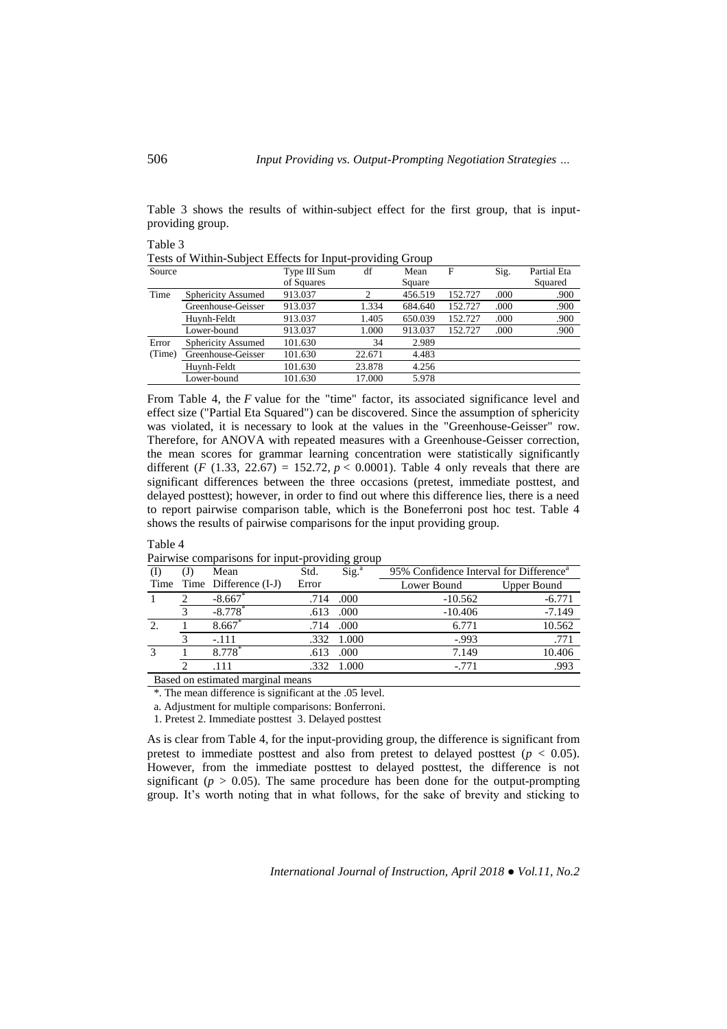Table 3 shows the results of within-subject effect for the first group, that is input-providing group.

Table 3

Tests of Within-Subject Effects for Input-providing Group

| Source | | Type III Sum of Squares | df | Mean Square | F | Sig. | Partial Eta Squared |
|---|---|---|---|---|---|---|---|
| Time | Sphericity Assumed | 913.037 | 2 | 456.519 | 152.727 | .000 | .900 |
| | Greenhouse-Geisser | 913.037 | 1.334 | 684.640 | 152.727 | .000 | .900 |
| | Huynh-Feldt | 913.037 | 1.405 | 650.039 | 152.727 | .000 | .900 |
| | Lower-bound | 913.037 | 1.000 | 913.037 | 152.727 | .000 | .900 |
| Error (Time) | Sphericity Assumed | 101.630 | 34 | 2.989 | | | |
| | Greenhouse-Geisser | 101.630 | 22.671 | 4.483 | | | |
| | Huynh-Feldt | 101.630 | 23.878 | 4.256 | | | |
| | Lower-bound | 101.630 | 17.000 | 5.978 | | | |

From Table 4, the *F* value for the "time" factor, its associated significance level and effect size ("Partial Eta Squared") can be discovered. Since the assumption of sphericity was violated, it is necessary to look at the values in the "Greenhouse-Geisser" row. Therefore, for ANOVA with repeated measures with a Greenhouse-Geisser correction, the mean scores for grammar learning concentration were statistically significantly different ($F$ (1.33, 22.67) = 152.72, $p < 0.0001$). Table 4 only reveals that there are significant differences between the three occasions (pretest, immediate posttest, and delayed posttest); however, in order to find out where this difference lies, there is a need to report pairwise comparison table, which is the Boneferroni post hoc test. Table 4 shows the results of pairwise comparisons for the input providing group.

Table 4

Pairwise comparisons for input-providing group

| (I) Time | (J) Time | Mean Difference (I-J) | Std. Error | Sig.[a] | 95% Confidence Interval for Difference[a] Lower Bound | Upper Bound |
|---|---|---|---|---|---|---|
| 1 | 2 | -8.667* | .714 | .000 | -10.562 | -6.771 |
| | 3 | -8.778* | .613 | .000 | -10.406 | -7.149 |
| 2. | 1 | 8.667* | .714 | .000 | 6.771 | 10.562 |
| | 3 | -.111 | .332 | 1.000 | -.993 | .771 |
| 3 | 1 | 8.778* | .613 | .000 | 7.149 | 10.406 |
| | 2 | .111 | .332 | 1.000 | -.771 | .993 |

Based on estimated marginal means

*. The mean difference is significant at the .05 level.

a. Adjustment for multiple comparisons: Bonferroni.

1. Pretest 2. Immediate posttest 3. Delayed posttest

As is clear from Table 4, for the input-providing group, the difference is significant from pretest to immediate posttest and also from pretest to delayed posttest ($p < 0.05$). However, from the immediate posttest to delayed posttest, the difference is not significant ($p > 0.05$). The same procedure has been done for the output-prompting group. It's worth noting that in what follows, for the sake of brevity and sticking to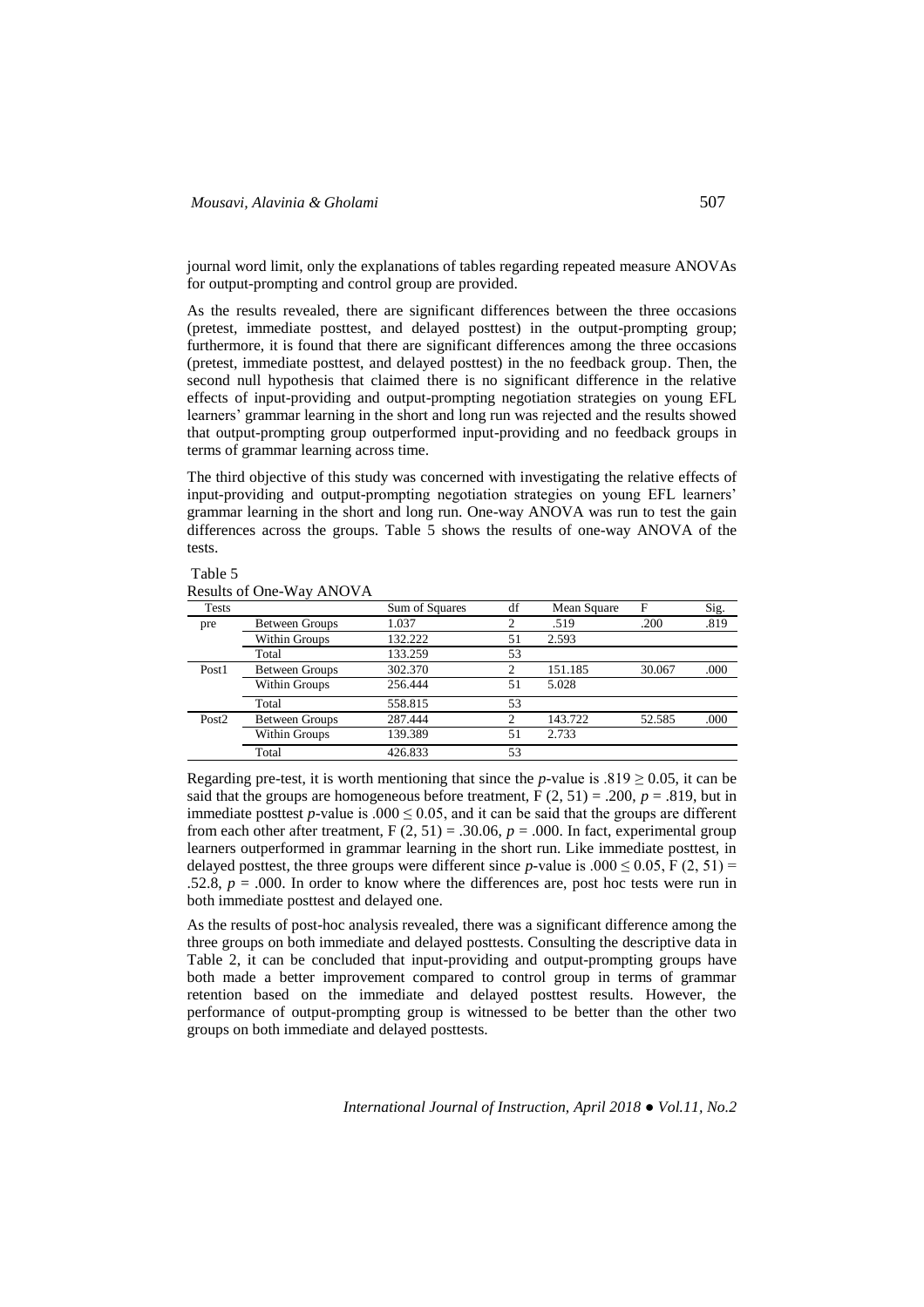journal word limit, only the explanations of tables regarding repeated measure ANOVAs for output-prompting and control group are provided.

As the results revealed, there are significant differences between the three occasions (pretest, immediate posttest, and delayed posttest) in the output-prompting group; furthermore, it is found that there are significant differences among the three occasions (pretest, immediate posttest, and delayed posttest) in the no feedback group. Then, the second null hypothesis that claimed there is no significant difference in the relative effects of input-providing and output-prompting negotiation strategies on young EFL learners' grammar learning in the short and long run was rejected and the results showed that output-prompting group outperformed input-providing and no feedback groups in terms of grammar learning across time.

The third objective of this study was concerned with investigating the relative effects of input-providing and output-prompting negotiation strategies on young EFL learners' grammar learning in the short and long run. One-way ANOVA was run to test the gain differences across the groups. Table 5 shows the results of one-way ANOVA of the tests.

Table 5
Results of One-Way ANOVA

| Tests | | Sum of Squares | df | Mean Square | F | Sig. |
|---|---|---|---|---|---|---|
| pre | Between Groups | 1.037 | 2 | .519 | .200 | .819 |
| | Within Groups | 132.222 | 51 | 2.593 | | |
| | Total | 133.259 | 53 | | | |
| Post1 | Between Groups | 302.370 | 2 | 151.185 | 30.067 | .000 |
| | Within Groups | 256.444 | 51 | 5.028 | | |
| | Total | 558.815 | 53 | | | |
| Post2 | Between Groups | 287.444 | 2 | 143.722 | 52.585 | .000 |
| | Within Groups | 139.389 | 51 | 2.733 | | |
| | Total | 426.833 | 53 | | | |

Regarding pre-test, it is worth mentioning that since the *p*-value is $.819 \geq 0.05$, it can be said that the groups are homogeneous before treatment, $F(2, 51) = .200$, $p = .819$, but in immediate posttest *p*-value is $.000 \leq 0.05$, and it can be said that the groups are different from each other after treatment, $F(2, 51) = .30.06$, $p = .000$. In fact, experimental group learners outperformed in grammar learning in the short run. Like immediate posttest, in delayed posttest, the three groups were different since *p*-value is $.000 \leq 0.05$, $F(2, 51) = .52.8$, $p = .000$. In order to know where the differences are, post hoc tests were run in both immediate posttest and delayed one.

As the results of post-hoc analysis revealed, there was a significant difference among the three groups on both immediate and delayed posttests. Consulting the descriptive data in Table 2, it can be concluded that input-providing and output-prompting groups have both made a better improvement compared to control group in terms of grammar retention based on the immediate and delayed posttest results. However, the performance of output-prompting group is witnessed to be better than the other two groups on both immediate and delayed posttests.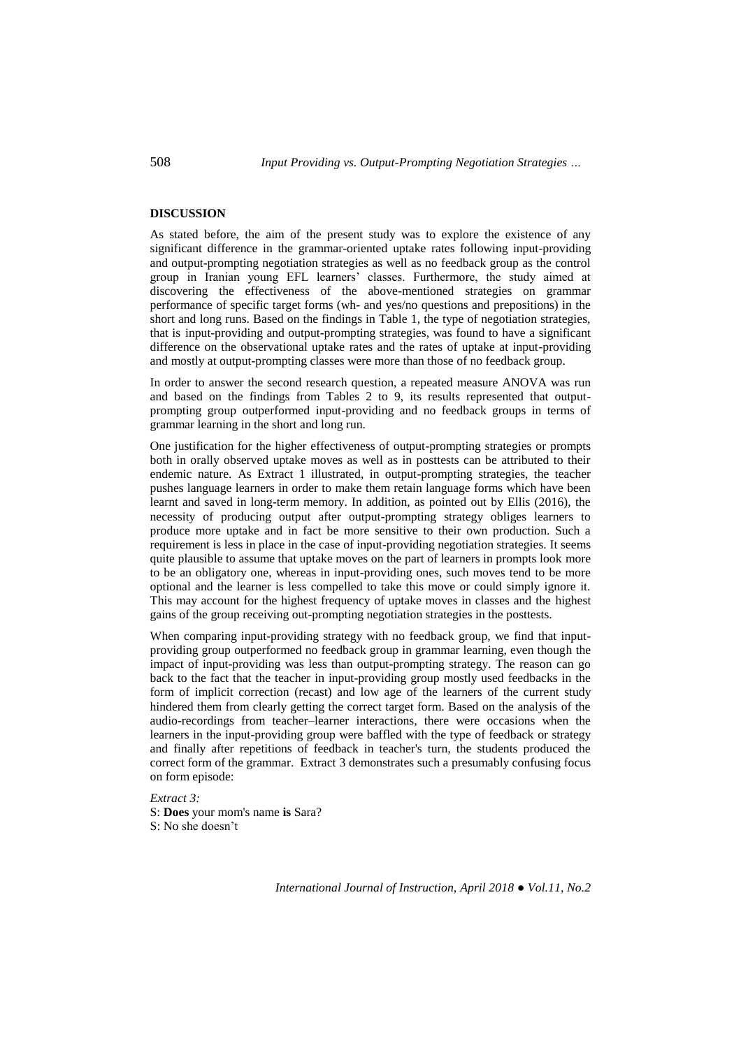## DISCUSSION

As stated before, the aim of the present study was to explore the existence of any significant difference in the grammar-oriented uptake rates following input-providing and output-prompting negotiation strategies as well as no feedback group as the control group in Iranian young EFL learners' classes. Furthermore, the study aimed at discovering the effectiveness of the above-mentioned strategies on grammar performance of specific target forms (wh- and yes/no questions and prepositions) in the short and long runs. Based on the findings in Table 1, the type of negotiation strategies, that is input-providing and output-prompting strategies, was found to have a significant difference on the observational uptake rates and the rates of uptake at input-providing and mostly at output-prompting classes were more than those of no feedback group.

In order to answer the second research question, a repeated measure ANOVA was run and based on the findings from Tables 2 to 9, its results represented that output-prompting group outperformed input-providing and no feedback groups in terms of grammar learning in the short and long run.

One justification for the higher effectiveness of output-prompting strategies or prompts both in orally observed uptake moves as well as in posttests can be attributed to their endemic nature. As Extract 1 illustrated, in output-prompting strategies, the teacher pushes language learners in order to make them retain language forms which have been learnt and saved in long-term memory. In addition, as pointed out by Ellis (2016), the necessity of producing output after output-prompting strategy obliges learners to produce more uptake and in fact be more sensitive to their own production. Such a requirement is less in place in the case of input-providing negotiation strategies. It seems quite plausible to assume that uptake moves on the part of learners in prompts look more to be an obligatory one, whereas in input-providing ones, such moves tend to be more optional and the learner is less compelled to take this move or could simply ignore it. This may account for the highest frequency of uptake moves in classes and the highest gains of the group receiving out-prompting negotiation strategies in the posttests.

When comparing input-providing strategy with no feedback group, we find that input-providing group outperformed no feedback group in grammar learning, even though the impact of input-providing was less than output-prompting strategy. The reason can go back to the fact that the teacher in input-providing group mostly used feedbacks in the form of implicit correction (recast) and low age of the learners of the current study hindered them from clearly getting the correct target form. Based on the analysis of the audio-recordings from teacher–learner interactions, there were occasions when the learners in the input-providing group were baffled with the type of feedback or strategy and finally after repetitions of feedback in teacher's turn, the students produced the correct form of the grammar. Extract 3 demonstrates such a presumably confusing focus on form episode:

*Extract 3:*

S: **Does** your mom's name **is** Sara?  
S: No she doesn't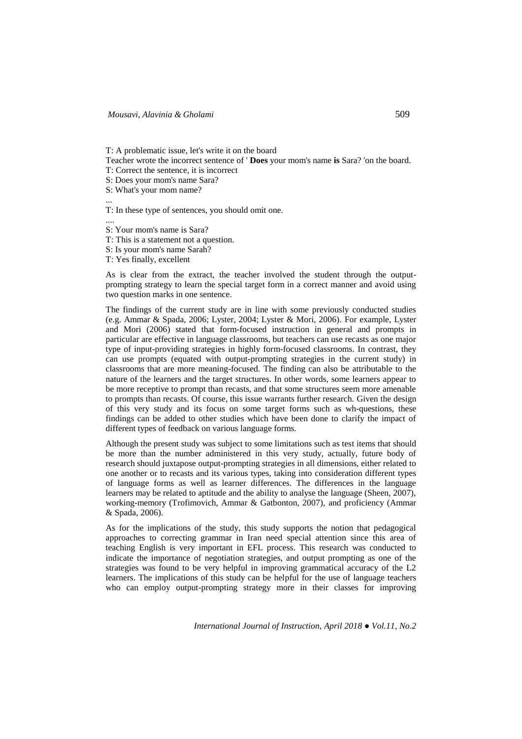T: A problematic issue, let's write it on the board

Teacher wrote the incorrect sentence of ' **Does** your mom's name **is** Sara? 'on the board.

T: Correct the sentence, it is incorrect

S: Does your mom's name Sara?

S: What's your mom name?

...

T: In these type of sentences, you should omit one.

....

S: Your mom's name is Sara?

T: This is a statement not a question.

S: Is your mom's name Sarah?

T: Yes finally, excellent

As is clear from the extract, the teacher involved the student through the output-prompting strategy to learn the special target form in a correct manner and avoid using two question marks in one sentence.

The findings of the current study are in line with some previously conducted studies (e.g. Ammar & Spada, 2006; Lyster, 2004; Lyster & Mori, 2006). For example, Lyster and Mori (2006) stated that form-focused instruction in general and prompts in particular are effective in language classrooms, but teachers can use recasts as one major type of input-providing strategies in highly form-focused classrooms. In contrast, they can use prompts (equated with output-prompting strategies in the current study) in classrooms that are more meaning-focused. The finding can also be attributable to the nature of the learners and the target structures. In other words, some learners appear to be more receptive to prompt than recasts, and that some structures seem more amenable to prompts than recasts. Of course, this issue warrants further research. Given the design of this very study and its focus on some target forms such as wh-questions, these findings can be added to other studies which have been done to clarify the impact of different types of feedback on various language forms.

Although the present study was subject to some limitations such as test items that should be more than the number administered in this very study, actually, future body of research should juxtapose output-prompting strategies in all dimensions, either related to one another or to recasts and its various types, taking into consideration different types of language forms as well as learner differences. The differences in the language learners may be related to aptitude and the ability to analyse the language (Sheen, 2007), working-memory (Trofimovich, Ammar & Gatbonton, 2007), and proficiency (Ammar & Spada, 2006).

As for the implications of the study, this study supports the notion that pedagogical approaches to correcting grammar in Iran need special attention since this area of teaching English is very important in EFL process. This research was conducted to indicate the importance of negotiation strategies, and output prompting as one of the strategies was found to be very helpful in improving grammatical accuracy of the L2 learners. The implications of this study can be helpful for the use of language teachers who can employ output-prompting strategy more in their classes for improving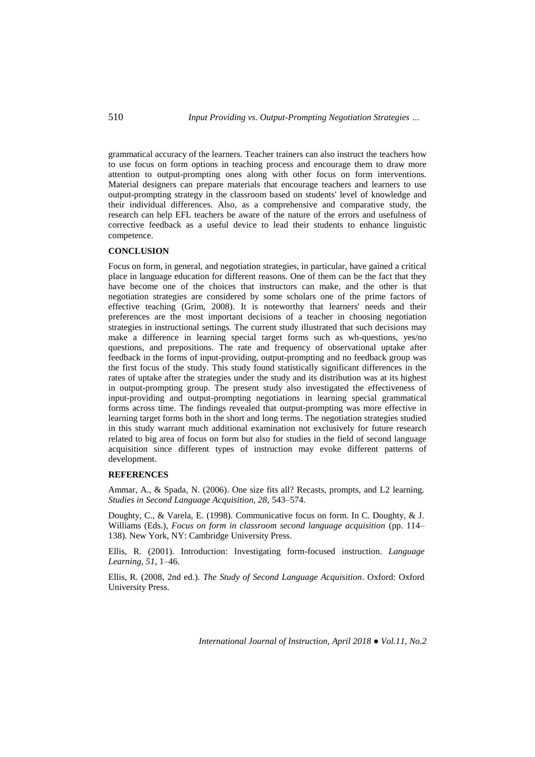grammatical accuracy of the learners. Teacher trainers can also instruct the teachers how to use focus on form options in teaching process and encourage them to draw more attention to output-prompting ones along with other focus on form interventions. Material designers can prepare materials that encourage teachers and learners to use output-prompting strategy in the classroom based on students' level of knowledge and their individual differences. Also, as a comprehensive and comparative study, the research can help EFL teachers be aware of the nature of the errors and usefulness of corrective feedback as a useful device to lead their students to enhance linguistic competence.

## CONCLUSION

Focus on form, in general, and negotiation strategies, in particular, have gained a critical place in language education for different reasons. One of them can be the fact that they have become one of the choices that instructors can make, and the other is that negotiation strategies are considered by some scholars one of the prime factors of effective teaching (Grim, 2008). It is noteworthy that learners' needs and their preferences are the most important decisions of a teacher in choosing negotiation strategies in instructional settings. The current study illustrated that such decisions may make a difference in learning special target forms such as wh-questions, yes/no questions, and prepositions. The rate and frequency of observational uptake after feedback in the forms of input-providing, output-prompting and no feedback group was the first focus of the study. This study found statistically significant differences in the rates of uptake after the strategies under the study and its distribution was at its highest in output-prompting group. The present study also investigated the effectiveness of input-providing and output-prompting negotiations in learning special grammatical forms across time. The findings revealed that output-prompting was more effective in learning target forms both in the short and long terms. The negotiation strategies studied in this study warrant much additional examination not exclusively for future research related to big area of focus on form but also for studies in the field of second language acquisition since different types of instruction may evoke different patterns of development.

## REFERENCES

Ammar, A., & Spada, N. (2006). One size fits all? Recasts, prompts, and L2 learning. *Studies in Second Language Acquisition, 28,* 543–574.

Doughty, C., & Varela, E. (1998). Communicative focus on form. In C. Doughty, & J. Williams (Eds.), *Focus on form in classroom second language acquisition* (pp. 114–138). New York, NY: Cambridge University Press.

Ellis, R. (2001). Introduction: Investigating form-focused instruction. *Language Learning, 51*, 1–46.

Ellis, R. (2008, 2nd ed.). *The Study of Second Language Acquisition*. Oxford: Oxford University Press.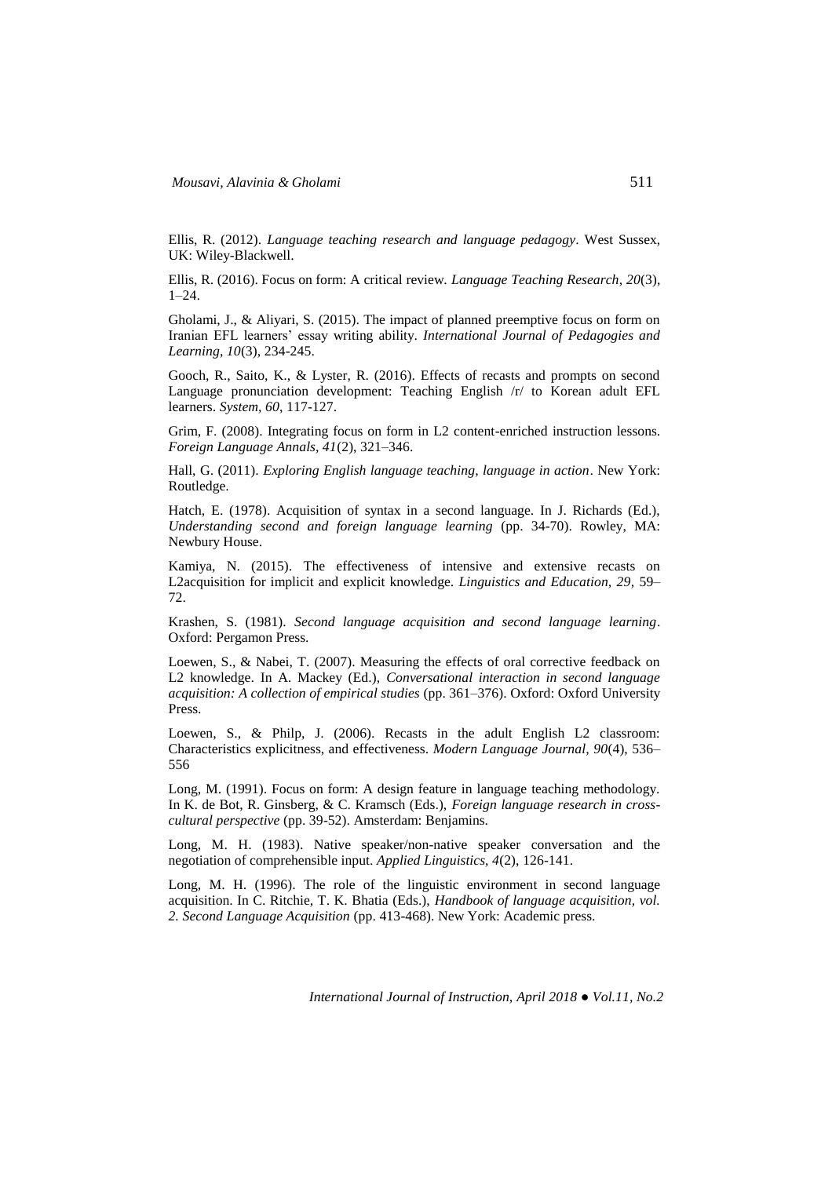Ellis, R. (2012). *Language teaching research and language pedagogy*. West Sussex, UK: Wiley-Blackwell.

Ellis, R. (2016). Focus on form: A critical review. *Language Teaching Research, 20*(3), 1–24.

Gholami, J., & Aliyari, S. (2015). The impact of planned preemptive focus on form on Iranian EFL learners' essay writing ability. *International Journal of Pedagogies and Learning, 10*(3), 234-245.

Gooch, R., Saito, K., & Lyster, R. (2016). Effects of recasts and prompts on second Language pronunciation development: Teaching English /r/ to Korean adult EFL learners. *System, 60*, 117-127.

Grim, F. (2008). Integrating focus on form in L2 content-enriched instruction lessons. *Foreign Language Annals, 41*(2), 321–346.

Hall, G. (2011). *Exploring English language teaching, language in action*. New York: Routledge.

Hatch, E. (1978). Acquisition of syntax in a second language. In J. Richards (Ed.), *Understanding second and foreign language learning* (pp. 34-70). Rowley, MA: Newbury House.

Kamiya, N. (2015). The effectiveness of intensive and extensive recasts on L2acquisition for implicit and explicit knowledge. *Linguistics and Education, 29*, 59–72.

Krashen, S. (1981). *Second language acquisition and second language learning*. Oxford: Pergamon Press.

Loewen, S., & Nabei, T. (2007). Measuring the effects of oral corrective feedback on L2 knowledge. In A. Mackey (Ed.), *Conversational interaction in second language acquisition: A collection of empirical studies* (pp. 361–376). Oxford: Oxford University Press.

Loewen, S., & Philp, J. (2006). Recasts in the adult English L2 classroom: Characteristics explicitness, and effectiveness. *Modern Language Journal, 90*(4), 536–556

Long, M. (1991). Focus on form: A design feature in language teaching methodology. In K. de Bot, R. Ginsberg, & C. Kramsch (Eds.), *Foreign language research in cross-cultural perspective* (pp. 39-52). Amsterdam: Benjamins.

Long, M. H. (1983). Native speaker/non-native speaker conversation and the negotiation of comprehensible input. *Applied Linguistics, 4*(2), 126-141.

Long, M. H. (1996). The role of the linguistic environment in second language acquisition. In C. Ritchie, T. K. Bhatia (Eds.), *Handbook of language acquisition, vol. 2. Second Language Acquisition* (pp. 413-468). New York: Academic press.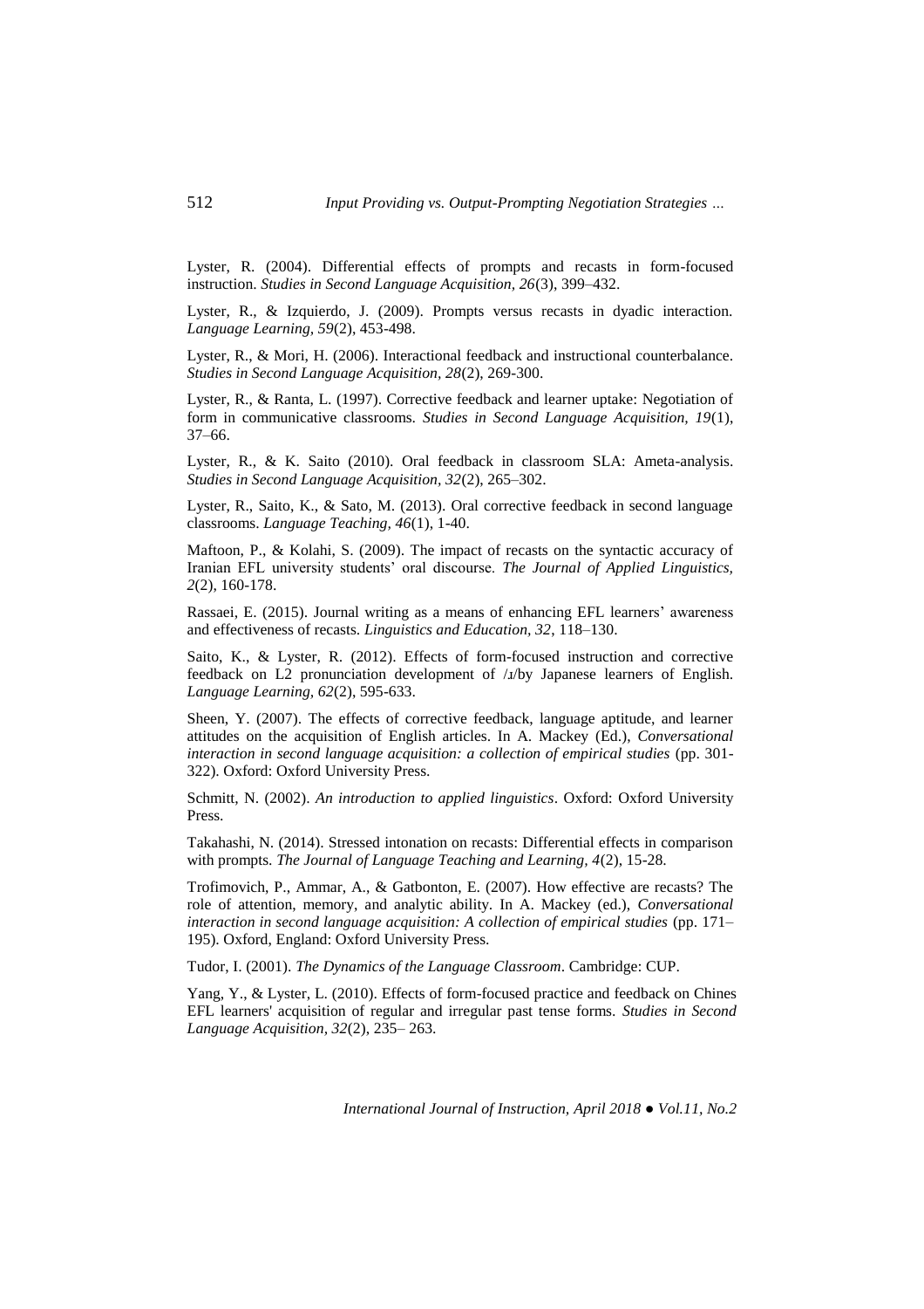Lyster, R. (2004). Differential effects of prompts and recasts in form-focused instruction. *Studies in Second Language Acquisition, 26*(3), 399–432.

Lyster, R., & Izquierdo, J. (2009). Prompts versus recasts in dyadic interaction. *Language Learning, 59*(2), 453-498.

Lyster, R., & Mori, H. (2006). Interactional feedback and instructional counterbalance. *Studies in Second Language Acquisition, 28*(2), 269-300.

Lyster, R., & Ranta, L. (1997). Corrective feedback and learner uptake: Negotiation of form in communicative classrooms. *Studies in Second Language Acquisition, 19*(1), 37–66.

Lyster, R., & K. Saito (2010). Oral feedback in classroom SLA: Ameta-analysis. *Studies in Second Language Acquisition, 32*(2), 265–302.

Lyster, R., Saito, K., & Sato, M. (2013). Oral corrective feedback in second language classrooms. *Language Teaching, 46*(1), 1-40.

Maftoon, P., & Kolahi, S. (2009). The impact of recasts on the syntactic accuracy of Iranian EFL university students' oral discourse. *The Journal of Applied Linguistics, 2*(2), 160-178.

Rassaei, E. (2015). Journal writing as a means of enhancing EFL learners' awareness and effectiveness of recasts. *Linguistics and Education, 32*, 118–130.

Saito, K., & Lyster, R. (2012). Effects of form-focused instruction and corrective feedback on L2 pronunciation development of /ɹ/by Japanese learners of English. *Language Learning, 62*(2), 595-633.

Sheen, Y. (2007). The effects of corrective feedback, language aptitude, and learner attitudes on the acquisition of English articles. In A. Mackey (Ed.), *Conversational interaction in second language acquisition: a collection of empirical studies* (pp. 301-322). Oxford: Oxford University Press.

Schmitt, N. (2002). *An introduction to applied linguistics*. Oxford: Oxford University Press.

Takahashi, N. (2014). Stressed intonation on recasts: Differential effects in comparison with prompts. *The Journal of Language Teaching and Learning, 4*(2), 15-28.

Trofimovich, P., Ammar, A., & Gatbonton, E. (2007). How effective are recasts? The role of attention, memory, and analytic ability. In A. Mackey (ed.), *Conversational interaction in second language acquisition: A collection of empirical studies* (pp. 171–195). Oxford, England: Oxford University Press.

Tudor, I. (2001). *The Dynamics of the Language Classroom*. Cambridge: CUP.

Yang, Y., & Lyster, L. (2010). Effects of form-focused practice and feedback on Chines EFL learners' acquisition of regular and irregular past tense forms. *Studies in Second Language Acquisition, 32*(2), 235– 263.